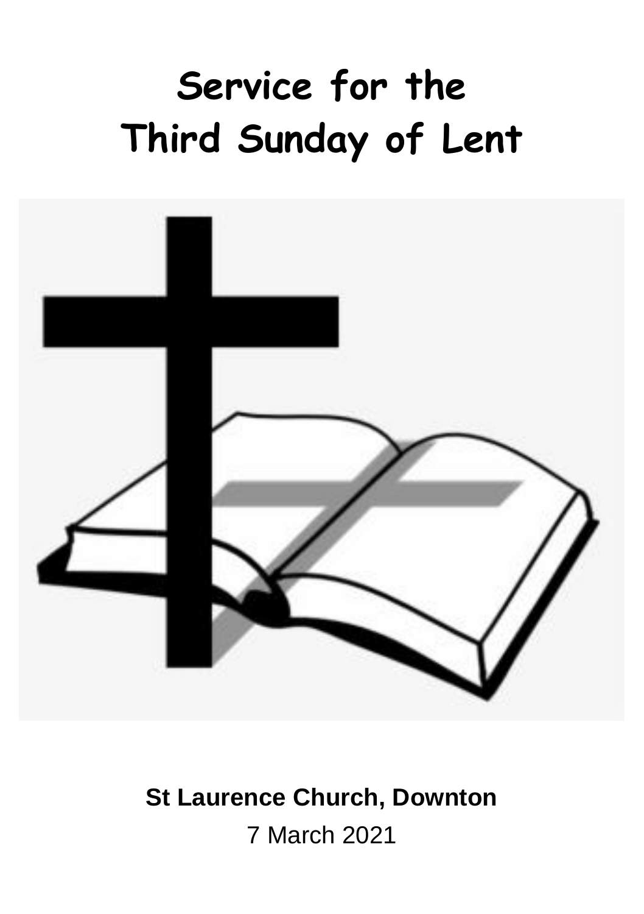# Service for the Third Sunday of Lent

**St Laurence Church, Downton**

7 March 2021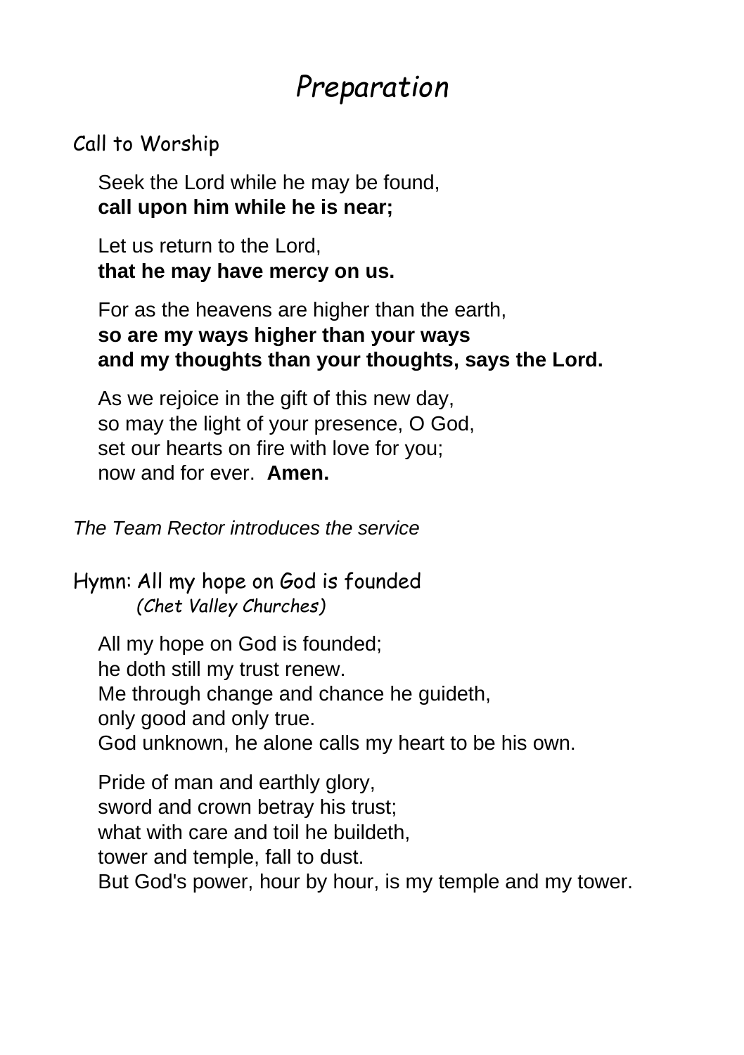# *Preparation*

## Call to Worship

Seek the Lord while he may be found,
**call upon him while he is near;**

Let us return to the Lord,
**that he may have mercy on us.**

For as the heavens are higher than the earth,
**so are my ways higher than your ways**
**and my thoughts than your thoughts, says the Lord.**

As we rejoice in the gift of this new day,
so may the light of your presence, O God,
set our hearts on fire with love for you;
now and for ever. **Amen.**

*The Team Rector introduces the service*

## Hymn: All my hope on God is founded
*(Chet Valley Churches)*

All my hope on God is founded;
he doth still my trust renew.
Me through change and chance he guideth,
only good and only true.
God unknown, he alone calls my heart to be his own.

Pride of man and earthly glory,
sword and crown betray his trust;
what with care and toil he buildeth,
tower and temple, fall to dust.
But God's power, hour by hour, is my temple and my tower.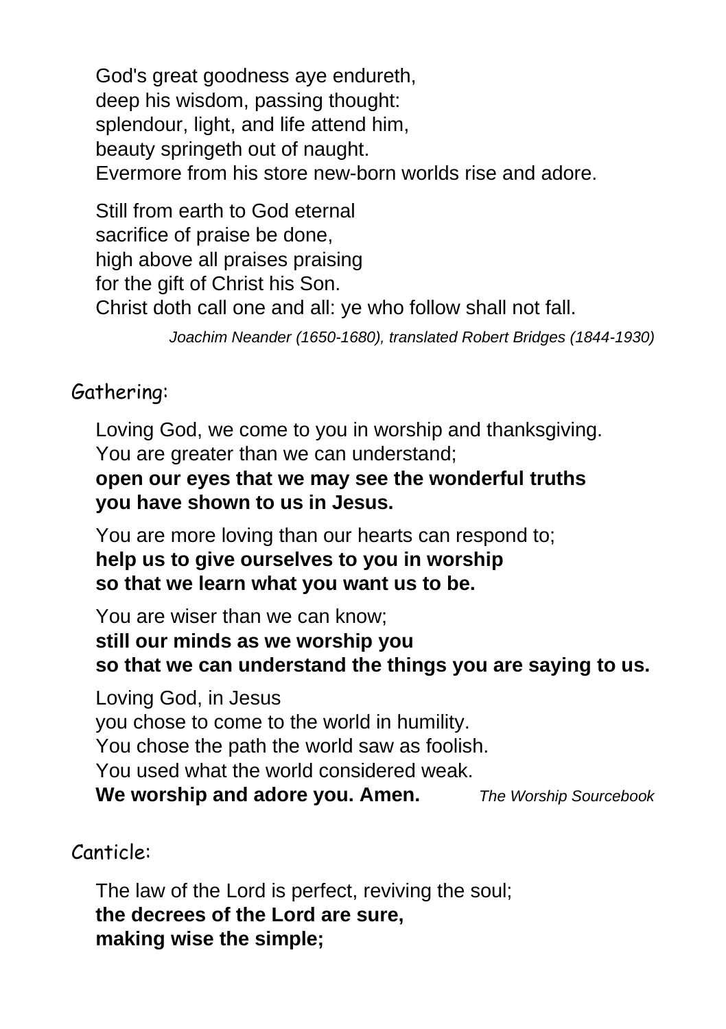God's great goodness aye endureth,  
deep his wisdom, passing thought:  
splendour, light, and life attend him,  
beauty springeth out of naught.  
Evermore from his store new-born worlds rise and adore.

Still from earth to God eternal  
sacrifice of praise be done,  
high above all praises praising  
for the gift of Christ his Son.  
Christ doth call one and all: ye who follow shall not fall.

*Joachim Neander (1650-1680), translated Robert Bridges (1844-1930)*

## Gathering:

Loving God, we come to you in worship and thanksgiving.  
You are greater than we can understand;  
**open our eyes that we may see the wonderful truths**  
**you have shown to us in Jesus.**

You are more loving than our hearts can respond to;  
**help us to give ourselves to you in worship**  
**so that we learn what you want us to be.**

You are wiser than we can know;  
**still our minds as we worship you**  
**so that we can understand the things you are saying to us.**

Loving God, in Jesus  
you chose to come to the world in humility.  
You chose the path the world saw as foolish.  
You used what the world considered weak.  
**We worship and adore you. Amen.** *The Worship Sourcebook*

## Canticle:

The law of the Lord is perfect, reviving the soul;  
**the decrees of the Lord are sure,**  
**making wise the simple;**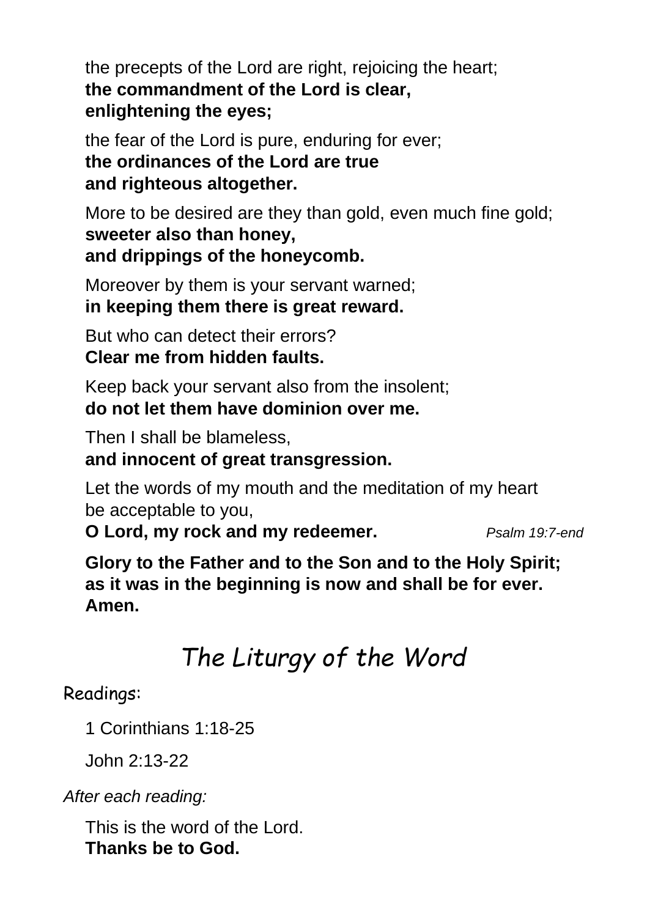the precepts of the Lord are right, rejoicing the heart;
**the commandment of the Lord is clear,**
**enlightening the eyes;**

the fear of the Lord is pure, enduring for ever;
**the ordinances of the Lord are true**
**and righteous altogether.**

More to be desired are they than gold, even much fine gold;
**sweeter also than honey,**
**and drippings of the honeycomb.**

Moreover by them is your servant warned;
**in keeping them there is great reward.**

But who can detect their errors?
**Clear me from hidden faults.**

Keep back your servant also from the insolent;
**do not let them have dominion over me.**

Then I shall be blameless,
**and innocent of great transgression.**

Let the words of my mouth and the meditation of my heart
be acceptable to you,
**O Lord, my rock and my redeemer.** *Psalm 19:7-end*

**Glory to the Father and to the Son and to the Holy Spirit;**
**as it was in the beginning is now and shall be for ever.**
**Amen.**

## *The Liturgy of the Word*

Readings:

1 Corinthians 1:18-25

John 2:13-22

*After each reading:*

This is the word of the Lord.
**Thanks be to God.**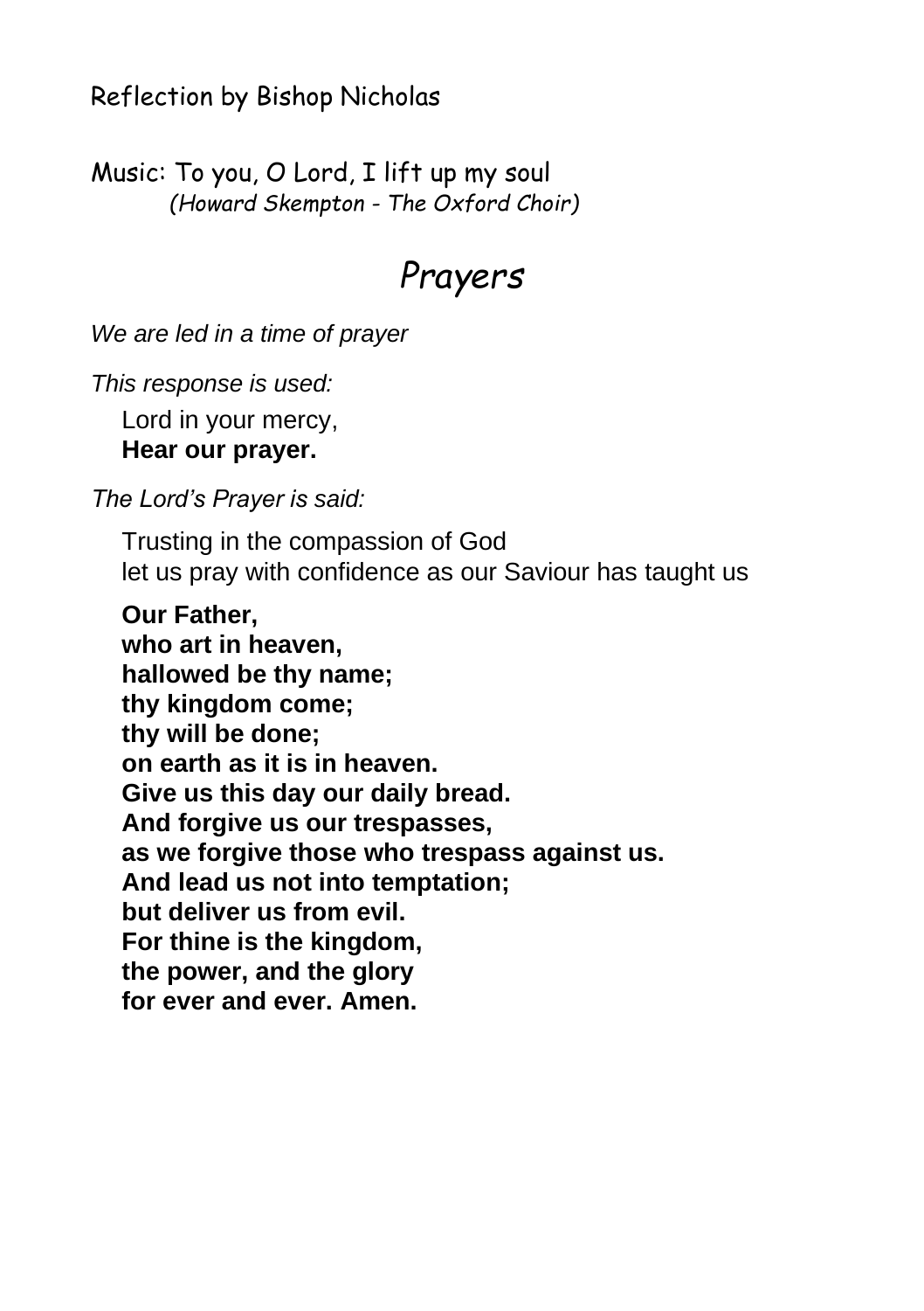Reflection by Bishop Nicholas

Music: To you, O Lord, I lift up my soul
*(Howard Skempton - The Oxford Choir)*

# *Prayers*

*We are led in a time of prayer*

*This response is used:*

Lord in your mercy,
**Hear our prayer.**

*The Lord's Prayer is said:*

Trusting in the compassion of God
let us pray with confidence as our Saviour has taught us

**Our Father,**
**who art in heaven,**
**hallowed be thy name;**
**thy kingdom come;**
**thy will be done;**
**on earth as it is in heaven.**
**Give us this day our daily bread.**
**And forgive us our trespasses,**
**as we forgive those who trespass against us.**
**And lead us not into temptation;**
**but deliver us from evil.**
**For thine is the kingdom,**
**the power, and the glory**
**for ever and ever. Amen.**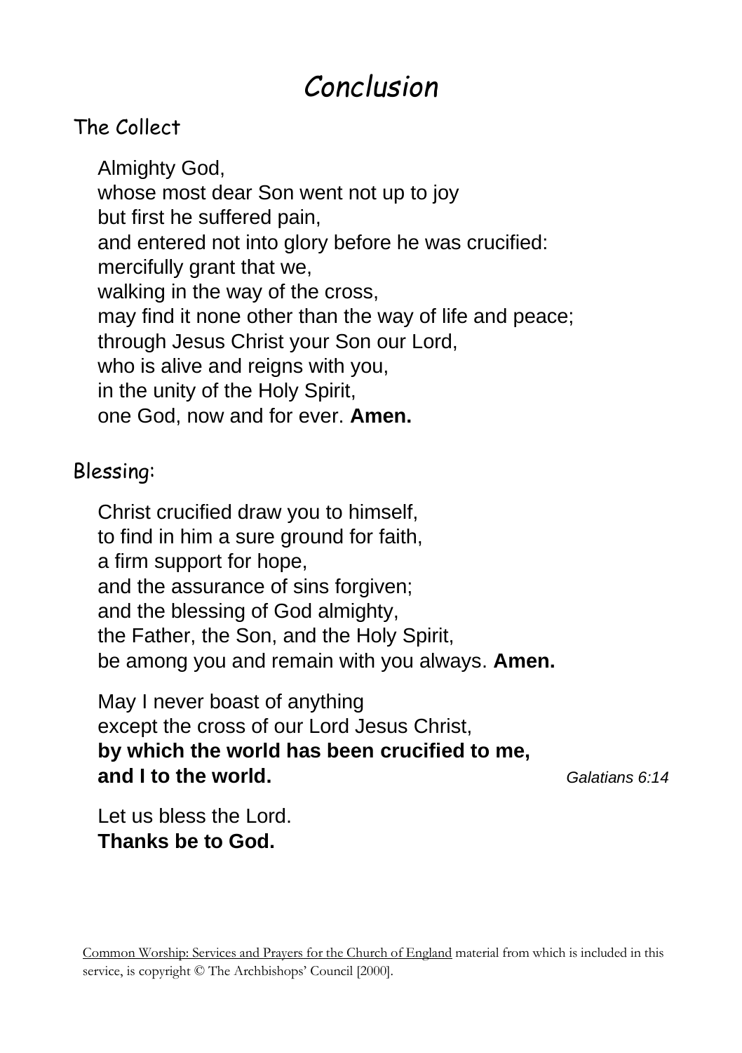# Conclusion

## The Collect

Almighty God,
whose most dear Son went not up to joy
but first he suffered pain,
and entered not into glory before he was crucified:
mercifully grant that we,
walking in the way of the cross,
may find it none other than the way of life and peace;
through Jesus Christ your Son our Lord,
who is alive and reigns with you,
in the unity of the Holy Spirit,
one God, now and for ever. **Amen.**

## Blessing:

Christ crucified draw you to himself,
to find in him a sure ground for faith,
a firm support for hope,
and the assurance of sins forgiven;
and the blessing of God almighty,
the Father, the Son, and the Holy Spirit,
be among you and remain with you always. **Amen.**

May I never boast of anything
except the cross of our Lord Jesus Christ,
**by which the world has been crucified to me,**
**and I to the world.** *Galatians 6:14*

Let us bless the Lord.
**Thanks be to God.**

Common Worship: Services and Prayers for the Church of England material from which is included in this service, is copyright © The Archbishops' Council [2000].